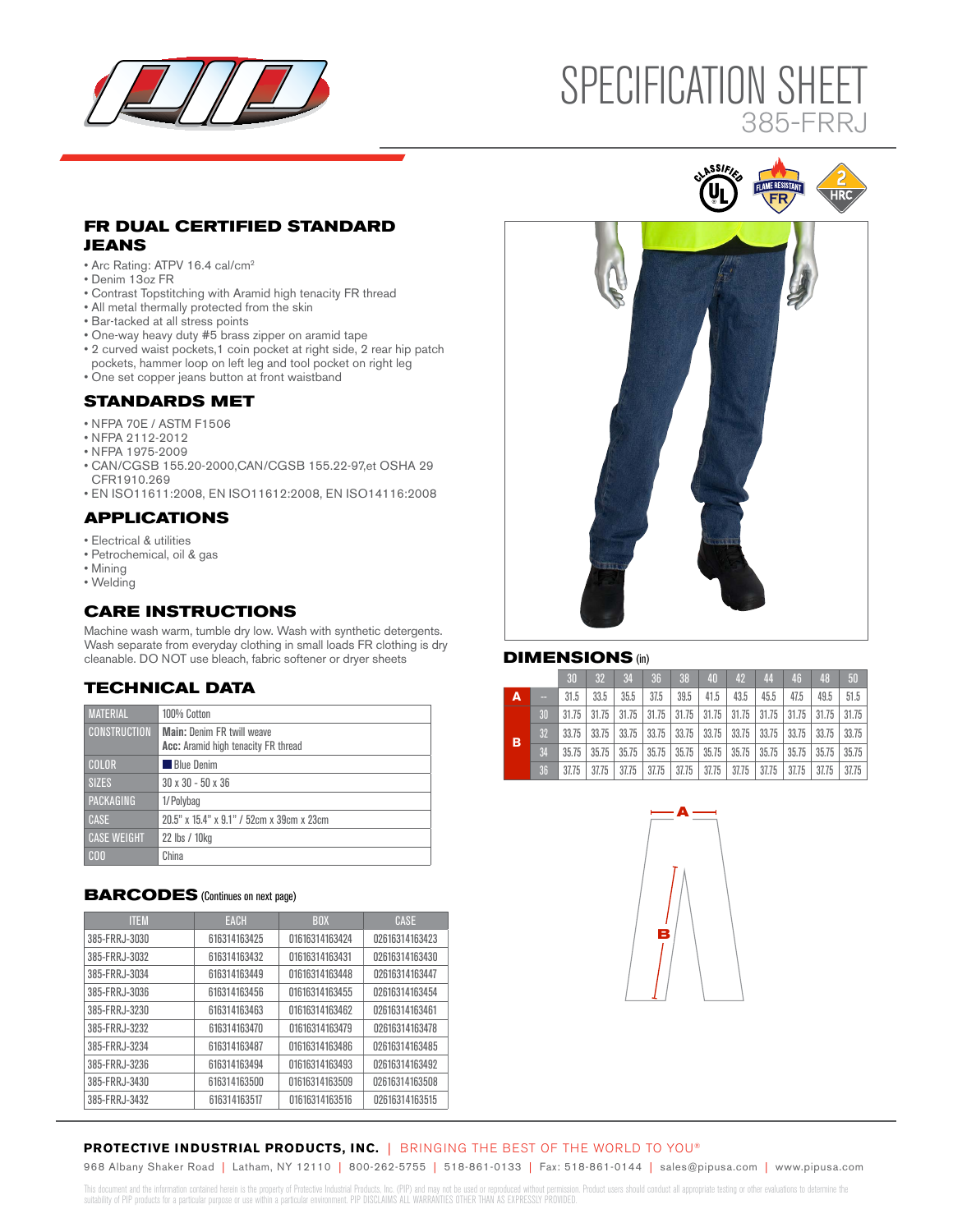# SPECIFICATION SHEET
385-FRRJ

## FR DUAL CERTIFIED STANDARD JEANS

- Arc Rating: ATPV 16.4 cal/cm²
- Denim 13oz FR
- Contrast Topstitching with Aramid high tenacity FR thread
- All metal thermally protected from the skin
- Bar-tacked at all stress points
- One-way heavy duty #5 brass zipper on aramid tape
- 2 curved waist pockets,1 coin pocket at right side, 2 rear hip patch pockets, hammer loop on left leg and tool pocket on right leg
- One set copper jeans button at front waistband

## STANDARDS MET

- NFPA 70E / ASTM F1506
- NFPA 2112-2012
- NFPA 1975-2009
- CAN/CGSB 155.20-2000,CAN/CGSB 155.22-97,et OSHA 29 CFR1910.269
- EN ISO11611:2008, EN ISO11612:2008, EN ISO14116:2008

## APPLICATIONS

- Electrical & utilities
- Petrochemical, oil & gas
- Mining
- Welding

## CARE INSTRUCTIONS

Machine wash warm, tumble dry low. Wash with synthetic detergents. Wash separate from everyday clothing in small loads FR clothing is dry cleanable. DO NOT use bleach, fabric softener or dryer sheets

## TECHNICAL DATA

| | |
|---|---|
| MATERIAL | 100% Cotton |
| CONSTRUCTION | **Main:** Denim FR twill weave<br>**Acc:** Aramid high tenacity FR thread |
| COLOR | Blue Denim |
| SIZES | 30 x 30 - 50 x 36 |
| PACKAGING | 1/Polybag |
| CASE | 20.5" x 15.4" x 9.1" / 52cm x 39cm x 23cm |
| CASE WEIGHT | 22 lbs / 10kg |
| COO | China |

## BARCODES (Continues on next page)

| ITEM | EACH | BOX | CASE |
|---|---|---|---|
| 385-FRRJ-3030 | 616314163425 | 01616314163424 | 02616314163423 |
| 385-FRRJ-3032 | 616314163432 | 01616314163431 | 02616314163430 |
| 385-FRRJ-3034 | 616314163449 | 01616314163448 | 02616314163447 |
| 385-FRRJ-3036 | 616314163456 | 01616314163455 | 02616314163454 |
| 385-FRRJ-3230 | 616314163463 | 01616314163462 | 02616314163461 |
| 385-FRRJ-3232 | 616314163470 | 01616314163479 | 02616314163478 |
| 385-FRRJ-3234 | 616314163487 | 01616314163486 | 02616314163485 |
| 385-FRRJ-3236 | 616314163494 | 01616314163493 | 02616314163492 |
| 385-FRRJ-3430 | 616314163500 | 01616314163509 | 02616314163508 |
| 385-FRRJ-3432 | 616314163517 | 01616314163516 | 02616314163515 |

## DIMENSIONS (in)

| | | 30 | 32 | 34 | 36 | 38 | 40 | 42 | 44 | 46 | 48 | 50 |
|---|---|---|---|---|---|---|---|---|---|---|---|---|
| A | -- | 31.5 | 33.5 | 35.5 | 37.5 | 39.5 | 41.5 | 43.5 | 45.5 | 47.5 | 49.5 | 51.5 |
| B | 30 | 31.75 | 31.75 | 31.75 | 31.75 | 31.75 | 31.75 | 31.75 | 31.75 | 31.75 | 31.75 | 31.75 |
| | 32 | 33.75 | 33.75 | 33.75 | 33.75 | 33.75 | 33.75 | 33.75 | 33.75 | 33.75 | 33.75 | 33.75 |
| | 34 | 35.75 | 35.75 | 35.75 | 35.75 | 35.75 | 35.75 | 35.75 | 35.75 | 35.75 | 35.75 | 35.75 |
| | 36 | 37.75 | 37.75 | 37.75 | 37.75 | 37.75 | 37.75 | 37.75 | 37.75 | 37.75 | 37.75 | 37.75 |

**PROTECTIVE INDUSTRIAL PRODUCTS, INC.** | BRINGING THE BEST OF THE WORLD TO YOU®

968 Albany Shaker Road | Latham, NY 12110 | 800-262-5755 | 518-861-0133 | Fax: 518-861-0144 | sales@pipusa.com | www.pipusa.com

This document and the information contained herein is the property of Protective Industrial Products, Inc. (PIP) and may not be used or reproduced without permission. Product users should conduct all appropriate testing or other evaluations to determine the suitability of PIP products for a particular purpose or use within a particular environment. PIP DISCLAIMS ALL WARRANTIES OTHER THAN AS EXPRESSLY PROVIDED.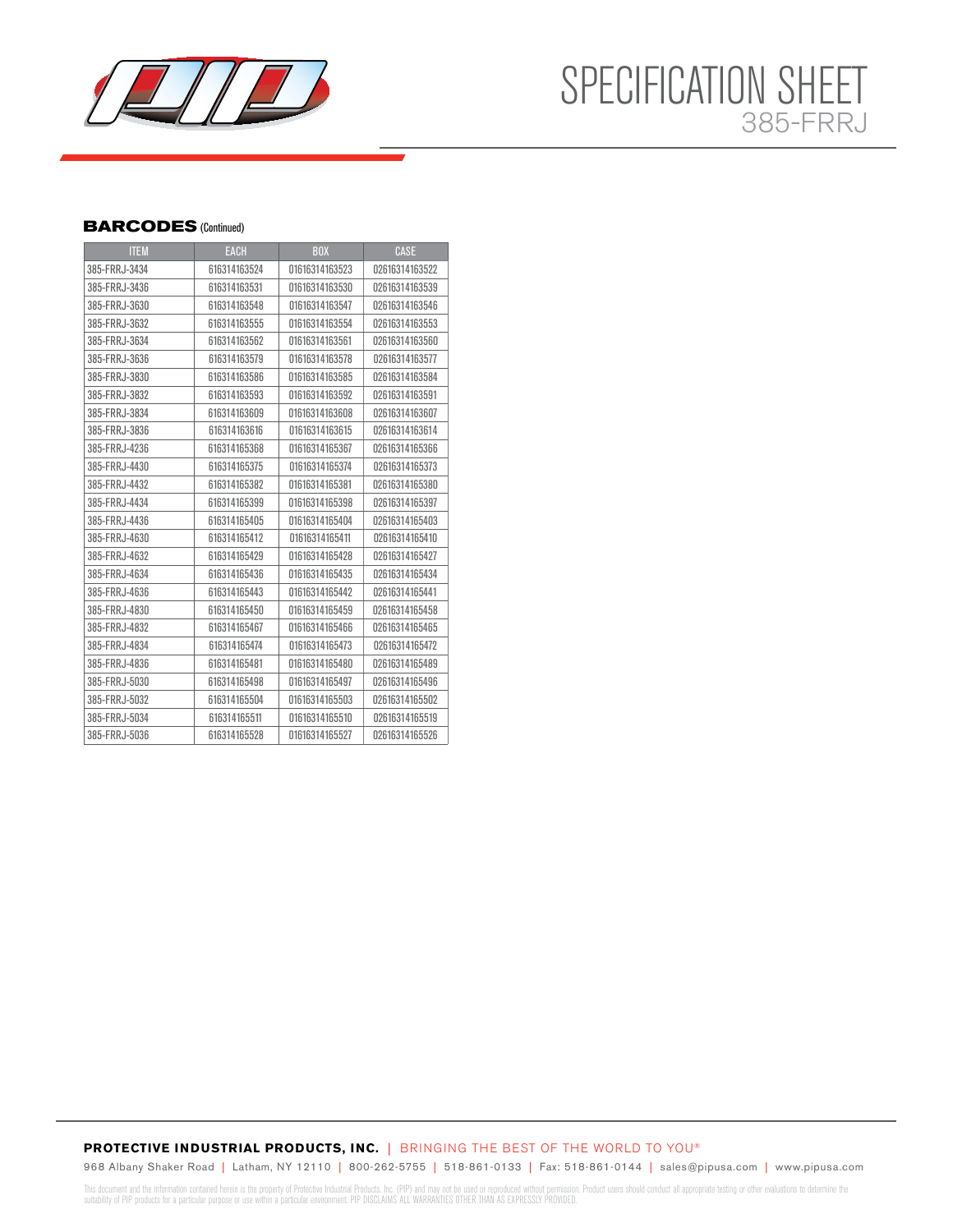# SPECIFICATION SHEET
## 385-FRRJ

### BARCODES (Continued)

| ITEM | EACH | BOX | CASE |
|---|---|---|---|
| 385-FRRJ-3434 | 616314163524 | 01616314163523 | 02616314163522 |
| 385-FRRJ-3436 | 616314163531 | 01616314163530 | 02616314163539 |
| 385-FRRJ-3630 | 616314163548 | 01616314163547 | 02616314163546 |
| 385-FRRJ-3632 | 616314163555 | 01616314163554 | 02616314163553 |
| 385-FRRJ-3634 | 616314163562 | 01616314163561 | 02616314163560 |
| 385-FRRJ-3636 | 616314163579 | 01616314163578 | 02616314163577 |
| 385-FRRJ-3830 | 616314163586 | 01616314163585 | 02616314163584 |
| 385-FRRJ-3832 | 616314163593 | 01616314163592 | 02616314163591 |
| 385-FRRJ-3834 | 616314163609 | 01616314163608 | 02616314163607 |
| 385-FRRJ-3836 | 616314163616 | 01616314163615 | 02616314163614 |
| 385-FRRJ-4236 | 616314165368 | 01616314165367 | 02616314165366 |
| 385-FRRJ-4430 | 616314165375 | 01616314165374 | 02616314165373 |
| 385-FRRJ-4432 | 616314165382 | 01616314165381 | 02616314165380 |
| 385-FRRJ-4434 | 616314165399 | 01616314165398 | 02616314165397 |
| 385-FRRJ-4436 | 616314165405 | 01616314165404 | 02616314165403 |
| 385-FRRJ-4630 | 616314165412 | 01616314165411 | 02616314165410 |
| 385-FRRJ-4632 | 616314165429 | 01616314165428 | 02616314165427 |
| 385-FRRJ-4634 | 616314165436 | 01616314165435 | 02616314165434 |
| 385-FRRJ-4636 | 616314165443 | 01616314165442 | 02616314165441 |
| 385-FRRJ-4830 | 616314165450 | 01616314165459 | 02616314165458 |
| 385-FRRJ-4832 | 616314165467 | 01616314165466 | 02616314165465 |
| 385-FRRJ-4834 | 616314165474 | 01616314165473 | 02616314165472 |
| 385-FRRJ-4836 | 616314165481 | 01616314165480 | 02616314165489 |
| 385-FRRJ-5030 | 616314165498 | 01616314165497 | 02616314165496 |
| 385-FRRJ-5032 | 616314165504 | 01616314165503 | 02616314165502 |
| 385-FRRJ-5034 | 616314165511 | 01616314165510 | 02616314165519 |
| 385-FRRJ-5036 | 616314165528 | 01616314165527 | 02616314165526 |

**PROTECTIVE INDUSTRIAL PRODUCTS, INC.** | BRINGING THE BEST OF THE WORLD TO YOU®

968 Albany Shaker Road | Latham, NY 12110 | 800-262-5755 | 518-861-0133 | Fax: 518-861-0144 | sales@pipusa.com | www.pipusa.com

This document and the information contained herein is the property of Protective Industrial Products, Inc. (PIP) and may not be used or reproduced without permission. Product users should conduct all appropriate testing or other evaluations to determine the suitability of PIP products for a particular purpose or use within a particular environment. PIP DISCLAIMS ALL WARRANTIES OTHER THAN AS EXPRESSLY PROVIDED.